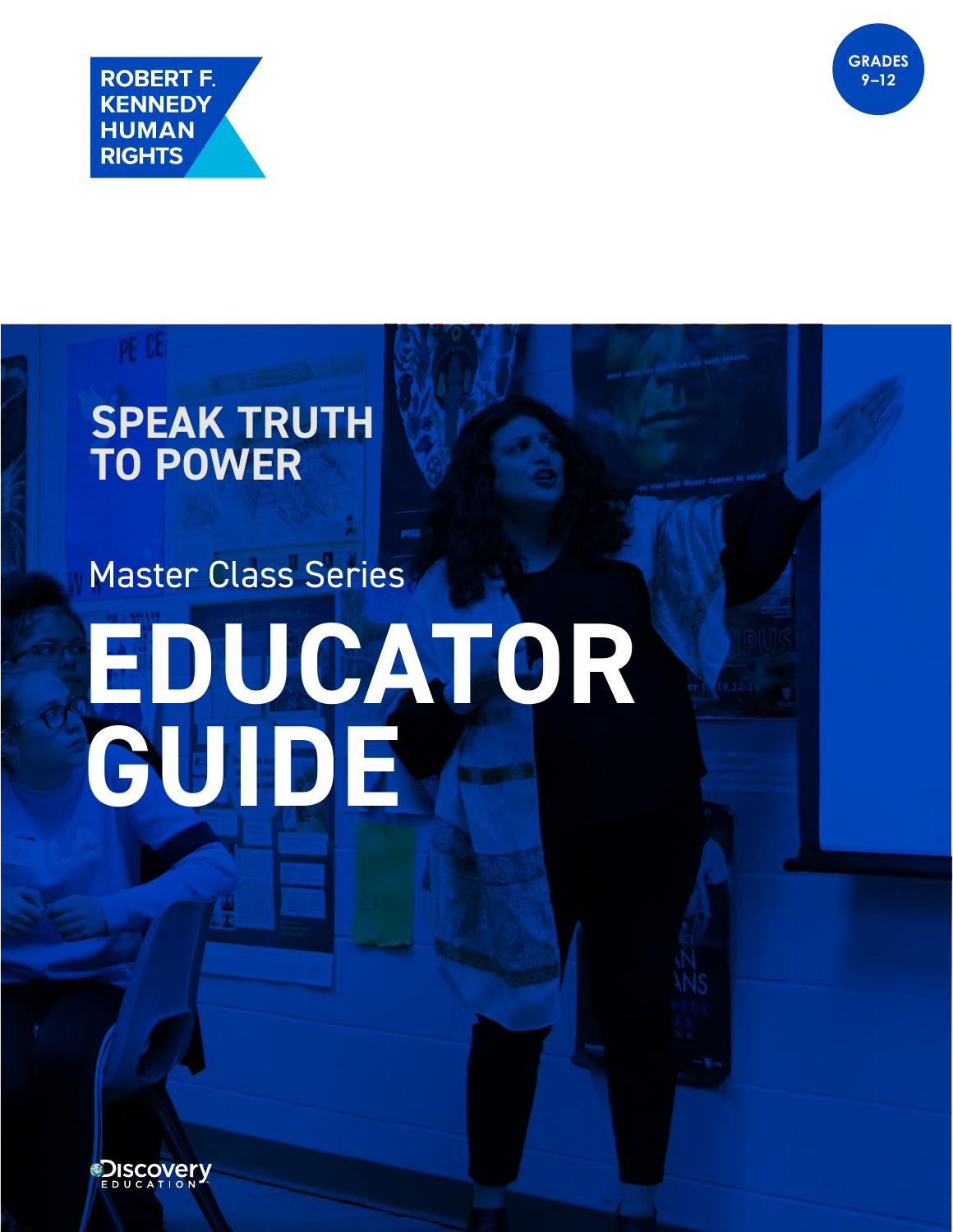ROBERT F. KENNEDY HUMAN RIGHTS

GRADES 9–12

# SPEAK TRUTH TO POWER

Master Class Series

# EDUCATOR GUIDE

Discovery EDUCATION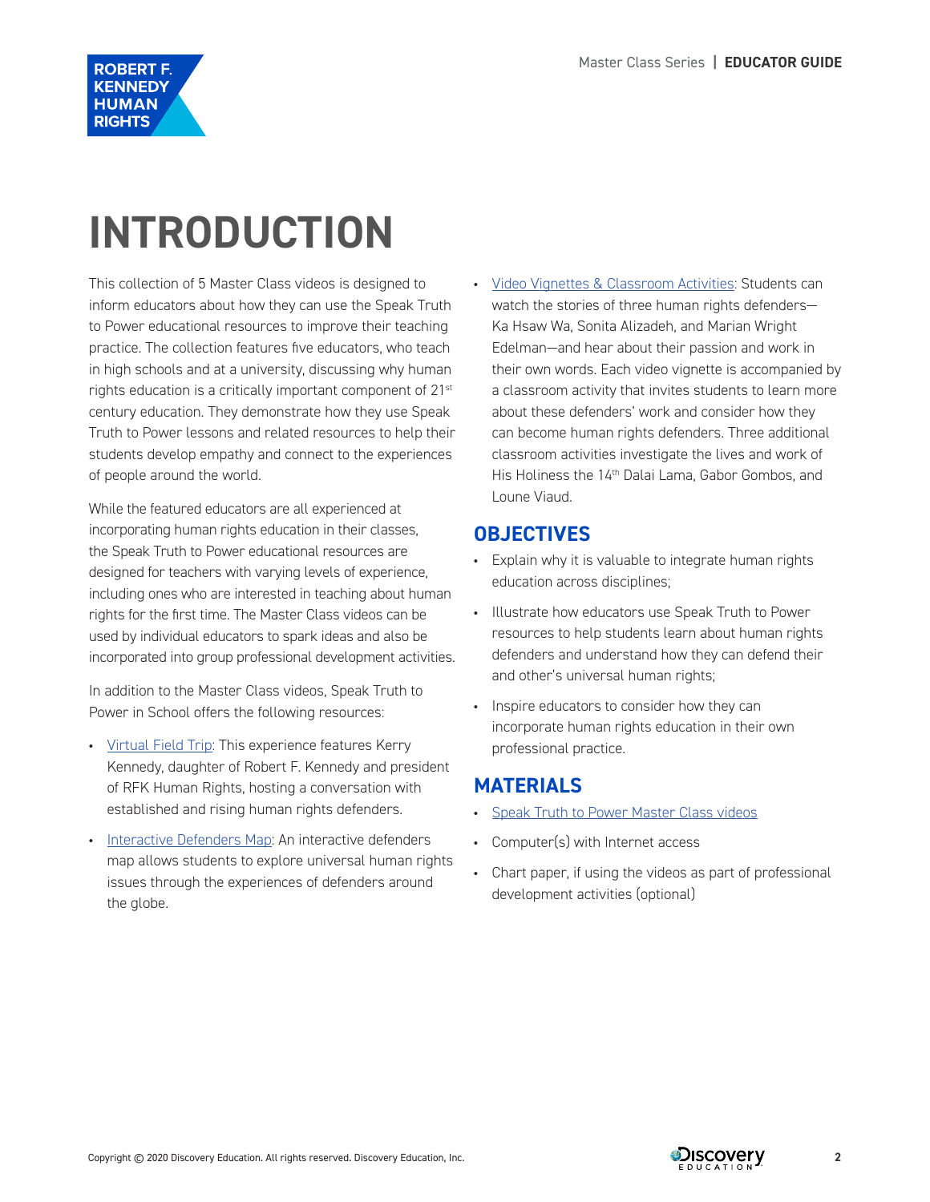# INTRODUCTION

This collection of 5 Master Class videos is designed to inform educators about how they can use the Speak Truth to Power educational resources to improve their teaching practice. The collection features five educators, who teach in high schools and at a university, discussing why human rights education is a critically important component of 21st century education. They demonstrate how they use Speak Truth to Power lessons and related resources to help their students develop empathy and connect to the experiences of people around the world.

While the featured educators are all experienced at incorporating human rights education in their classes, the Speak Truth to Power educational resources are designed for teachers with varying levels of experience, including ones who are interested in teaching about human rights for the first time. The Master Class videos can be used by individual educators to spark ideas and also be incorporated into group professional development activities.

In addition to the Master Class videos, Speak Truth to Power in School offers the following resources:

- Virtual Field Trip: This experience features Kerry Kennedy, daughter of Robert F. Kennedy and president of RFK Human Rights, hosting a conversation with established and rising human rights defenders.
- Interactive Defenders Map: An interactive defenders map allows students to explore universal human rights issues through the experiences of defenders around the globe.
- Video Vignettes & Classroom Activities: Students can watch the stories of three human rights defenders—Ka Hsaw Wa, Sonita Alizadeh, and Marian Wright Edelman—and hear about their passion and work in their own words. Each video vignette is accompanied by a classroom activity that invites students to learn more about these defenders' work and consider how they can become human rights defenders. Three additional classroom activities investigate the lives and work of His Holiness the 14th Dalai Lama, Gabor Gombos, and Loune Viaud.

## OBJECTIVES

- Explain why it is valuable to integrate human rights education across disciplines;
- Illustrate how educators use Speak Truth to Power resources to help students learn about human rights defenders and understand how they can defend their and other's universal human rights;
- Inspire educators to consider how they can incorporate human rights education in their own professional practice.

## MATERIALS

- Speak Truth to Power Master Class videos
- Computer(s) with Internet access
- Chart paper, if using the videos as part of professional development activities (optional)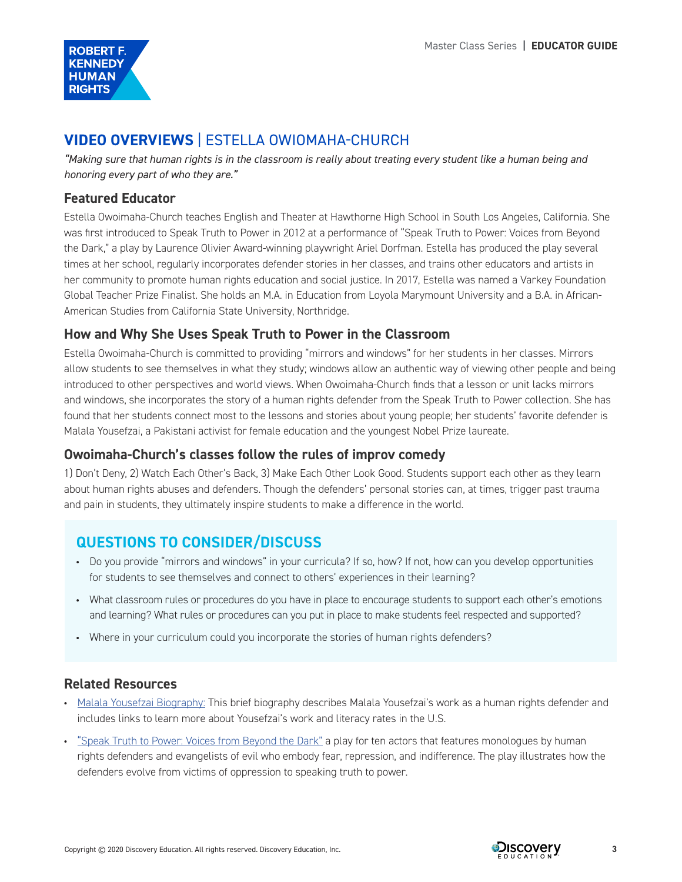## VIDEO OVERVIEWS | ESTELLA OWIOMAHA-CHURCH

*"Making sure that human rights is in the classroom is really about treating every student like a human being and honoring every part of who they are."*

### Featured Educator

Estella Owoimaha-Church teaches English and Theater at Hawthorne High School in South Los Angeles, California. She was first introduced to Speak Truth to Power in 2012 at a performance of "Speak Truth to Power: Voices from Beyond the Dark," a play by Laurence Olivier Award-winning playwright Ariel Dorfman. Estella has produced the play several times at her school, regularly incorporates defender stories in her classes, and trains other educators and artists in her community to promote human rights education and social justice. In 2017, Estella was named a Varkey Foundation Global Teacher Prize Finalist. She holds an M.A. in Education from Loyola Marymount University and a B.A. in African-American Studies from California State University, Northridge.

### How and Why She Uses Speak Truth to Power in the Classroom

Estella Owoimaha-Church is committed to providing "mirrors and windows" for her students in her classes. Mirrors allow students to see themselves in what they study; windows allow an authentic way of viewing other people and being introduced to other perspectives and world views. When Owoimaha-Church finds that a lesson or unit lacks mirrors and windows, she incorporates the story of a human rights defender from the Speak Truth to Power collection. She has found that her students connect most to the lessons and stories about young people; her students' favorite defender is Malala Yousefzai, a Pakistani activist for female education and the youngest Nobel Prize laureate.

### Owoimaha-Church's classes follow the rules of improv comedy

1) Don't Deny, 2) Watch Each Other's Back, 3) Make Each Other Look Good. Students support each other as they learn about human rights abuses and defenders. Though the defenders' personal stories can, at times, trigger past trauma and pain in students, they ultimately inspire students to make a difference in the world.

### QUESTIONS TO CONSIDER/DISCUSS

- Do you provide "mirrors and windows" in your curricula? If so, how? If not, how can you develop opportunities for students to see themselves and connect to others' experiences in their learning?
- What classroom rules or procedures do you have in place to encourage students to support each other's emotions and learning? What rules or procedures can you put in place to make students feel respected and supported?
- Where in your curriculum could you incorporate the stories of human rights defenders?

### Related Resources

- Malala Yousefzai Biography: This brief biography describes Malala Yousefzai's work as a human rights defender and includes links to learn more about Yousefzai's work and literacy rates in the U.S.
- "Speak Truth to Power: Voices from Beyond the Dark" a play for ten actors that features monologues by human rights defenders and evangelists of evil who embody fear, repression, and indifference. The play illustrates how the defenders evolve from victims of oppression to speaking truth to power.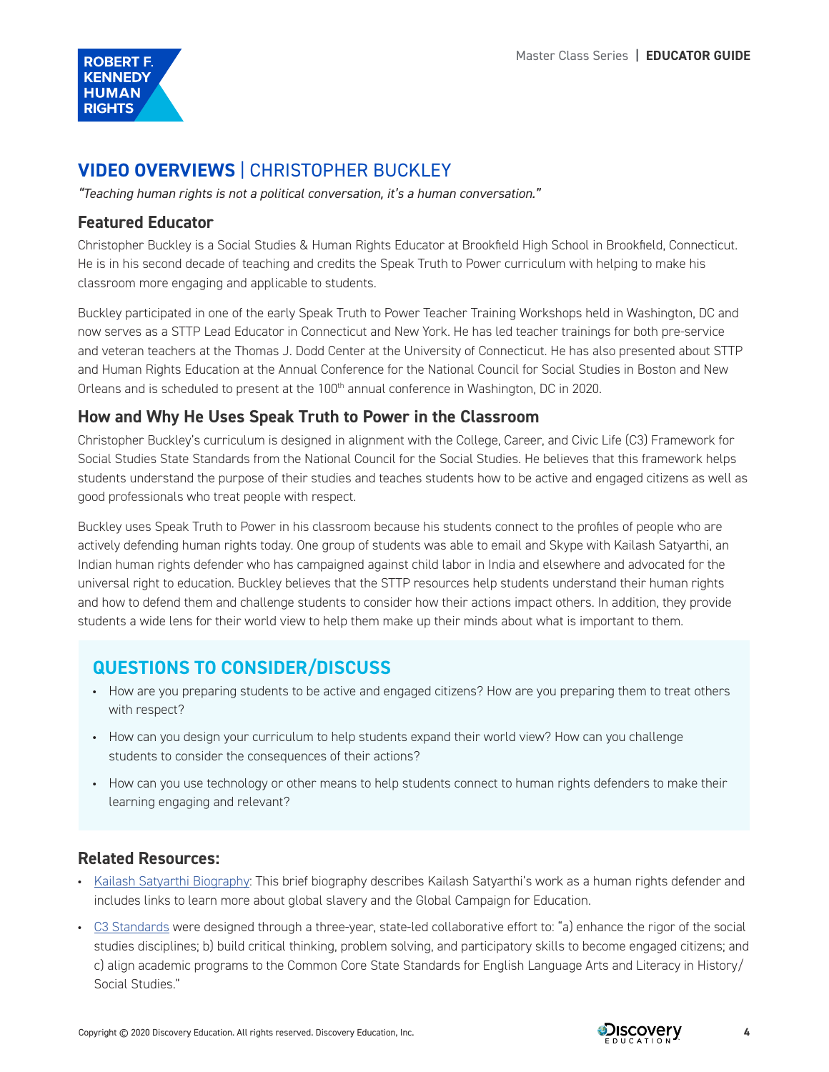## VIDEO OVERVIEWS | CHRISTOPHER BUCKLEY

*"Teaching human rights is not a political conversation, it's a human conversation."*

### Featured Educator

Christopher Buckley is a Social Studies & Human Rights Educator at Brookfield High School in Brookfield, Connecticut. He is in his second decade of teaching and credits the Speak Truth to Power curriculum with helping to make his classroom more engaging and applicable to students.

Buckley participated in one of the early Speak Truth to Power Teacher Training Workshops held in Washington, DC and now serves as a STTP Lead Educator in Connecticut and New York. He has led teacher trainings for both pre-service and veteran teachers at the Thomas J. Dodd Center at the University of Connecticut. He has also presented about STTP and Human Rights Education at the Annual Conference for the National Council for Social Studies in Boston and New Orleans and is scheduled to present at the 100th annual conference in Washington, DC in 2020.

### How and Why He Uses Speak Truth to Power in the Classroom

Christopher Buckley's curriculum is designed in alignment with the College, Career, and Civic Life (C3) Framework for Social Studies State Standards from the National Council for the Social Studies. He believes that this framework helps students understand the purpose of their studies and teaches students how to be active and engaged citizens as well as good professionals who treat people with respect.

Buckley uses Speak Truth to Power in his classroom because his students connect to the profiles of people who are actively defending human rights today. One group of students was able to email and Skype with Kailash Satyarthi, an Indian human rights defender who has campaigned against child labor in India and elsewhere and advocated for the universal right to education. Buckley believes that the STTP resources help students understand their human rights and how to defend them and challenge students to consider how their actions impact others. In addition, they provide students a wide lens for their world view to help them make up their minds about what is important to them.

## QUESTIONS TO CONSIDER/DISCUSS

- How are you preparing students to be active and engaged citizens? How are you preparing them to treat others with respect?
- How can you design your curriculum to help students expand their world view? How can you challenge students to consider the consequences of their actions?
- How can you use technology or other means to help students connect to human rights defenders to make their learning engaging and relevant?

### Related Resources:

- Kailash Satyarthi Biography: This brief biography describes Kailash Satyarthi's work as a human rights defender and includes links to learn more about global slavery and the Global Campaign for Education.
- C3 Standards were designed through a three-year, state-led collaborative effort to: "a) enhance the rigor of the social studies disciplines; b) build critical thinking, problem solving, and participatory skills to become engaged citizens; and c) align academic programs to the Common Core State Standards for English Language Arts and Literacy in History/Social Studies."

Copyright © 2020 Discovery Education. All rights reserved. Discovery Education, Inc.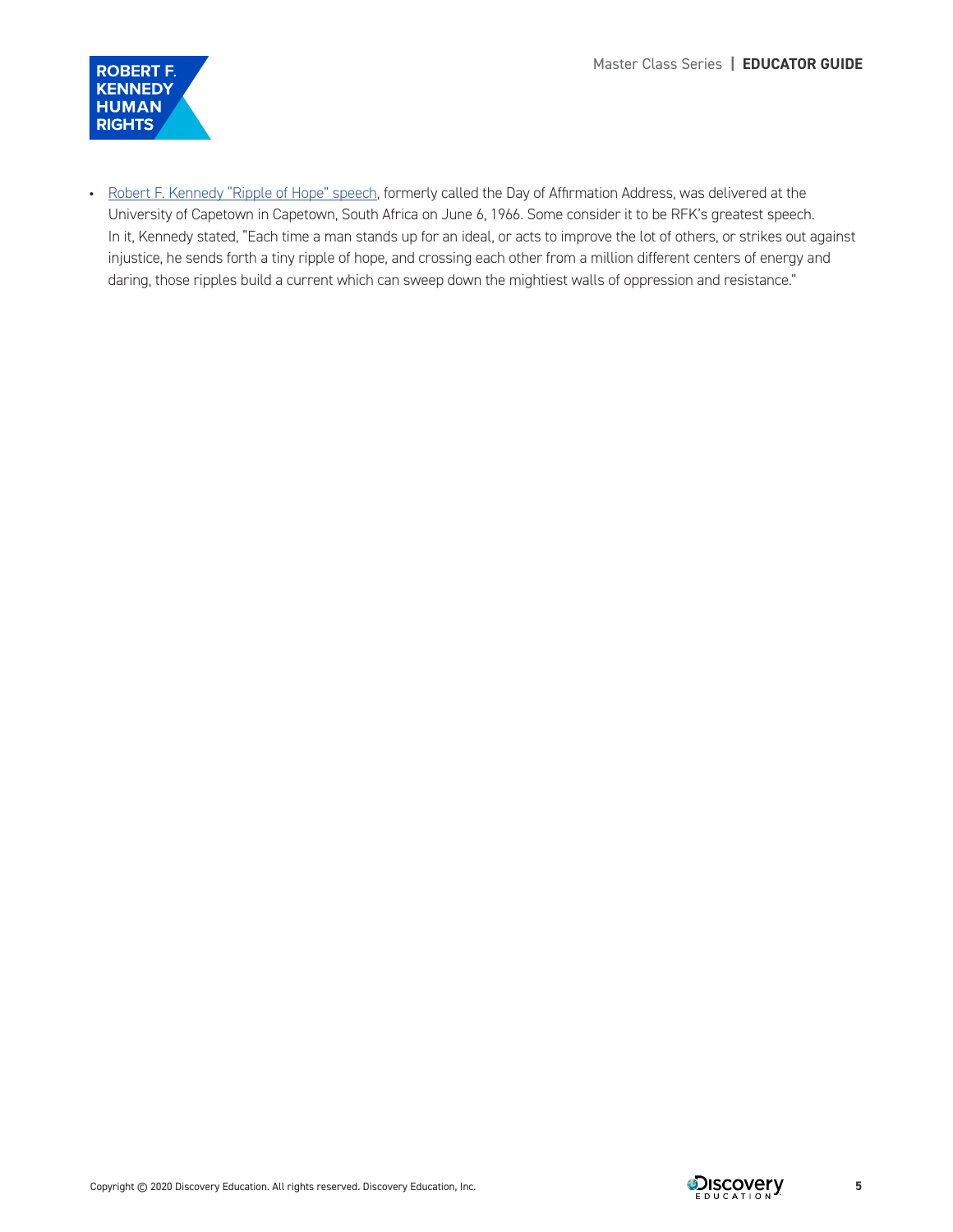- Robert F. Kennedy "Ripple of Hope" speech, formerly called the Day of Affirmation Address, was delivered at the University of Capetown in Capetown, South Africa on June 6, 1966. Some consider it to be RFK's greatest speech. In it, Kennedy stated, "Each time a man stands up for an ideal, or acts to improve the lot of others, or strikes out against injustice, he sends forth a tiny ripple of hope, and crossing each other from a million different centers of energy and daring, those ripples build a current which can sweep down the mightiest walls of oppression and resistance."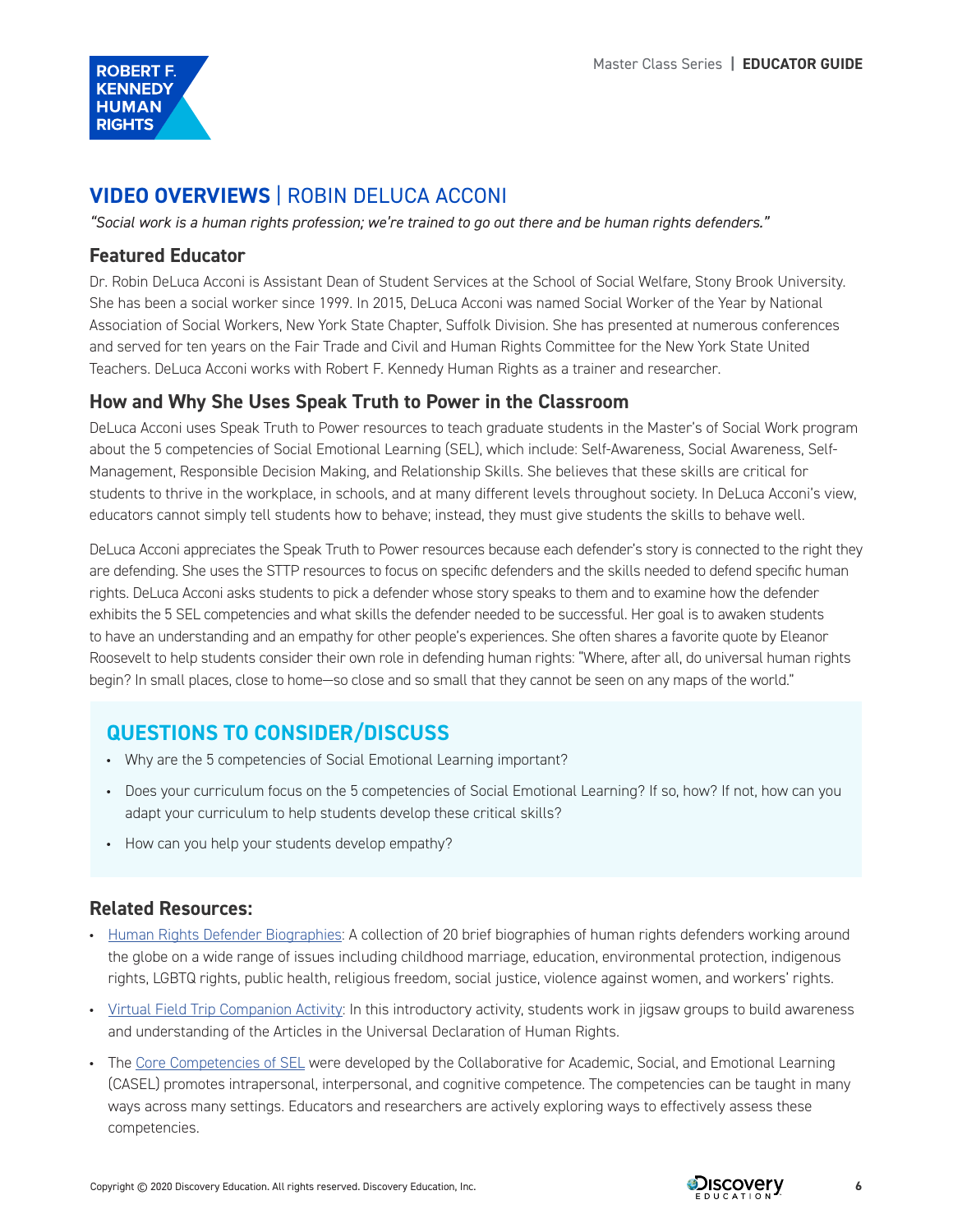## VIDEO OVERVIEWS | ROBIN DELUCA ACCONI

*"Social work is a human rights profession; we're trained to go out there and be human rights defenders."*

### Featured Educator

Dr. Robin DeLuca Acconi is Assistant Dean of Student Services at the School of Social Welfare, Stony Brook University. She has been a social worker since 1999. In 2015, DeLuca Acconi was named Social Worker of the Year by National Association of Social Workers, New York State Chapter, Suffolk Division. She has presented at numerous conferences and served for ten years on the Fair Trade and Civil and Human Rights Committee for the New York State United Teachers. DeLuca Acconi works with Robert F. Kennedy Human Rights as a trainer and researcher.

### How and Why She Uses Speak Truth to Power in the Classroom

DeLuca Acconi uses Speak Truth to Power resources to teach graduate students in the Master's of Social Work program about the 5 competencies of Social Emotional Learning (SEL), which include: Self-Awareness, Social Awareness, Self-Management, Responsible Decision Making, and Relationship Skills. She believes that these skills are critical for students to thrive in the workplace, in schools, and at many different levels throughout society. In DeLuca Acconi's view, educators cannot simply tell students how to behave; instead, they must give students the skills to behave well.

DeLuca Acconi appreciates the Speak Truth to Power resources because each defender's story is connected to the right they are defending. She uses the STTP resources to focus on specific defenders and the skills needed to defend specific human rights. DeLuca Acconi asks students to pick a defender whose story speaks to them and to examine how the defender exhibits the 5 SEL competencies and what skills the defender needed to be successful. Her goal is to awaken students to have an understanding and an empathy for other people's experiences. She often shares a favorite quote by Eleanor Roosevelt to help students consider their own role in defending human rights: "Where, after all, do universal human rights begin? In small places, close to home—so close and so small that they cannot be seen on any maps of the world."

## QUESTIONS TO CONSIDER/DISCUSS

- Why are the 5 competencies of Social Emotional Learning important?
- Does your curriculum focus on the 5 competencies of Social Emotional Learning? If so, how? If not, how can you adapt your curriculum to help students develop these critical skills?
- How can you help your students develop empathy?

### Related Resources:

- Human Rights Defender Biographies: A collection of 20 brief biographies of human rights defenders working around the globe on a wide range of issues including childhood marriage, education, environmental protection, indigenous rights, LGBTQ rights, public health, religious freedom, social justice, violence against women, and workers' rights.
- Virtual Field Trip Companion Activity: In this introductory activity, students work in jigsaw groups to build awareness and understanding of the Articles in the Universal Declaration of Human Rights.
- The Core Competencies of SEL were developed by the Collaborative for Academic, Social, and Emotional Learning (CASEL) promotes intrapersonal, interpersonal, and cognitive competence. The competencies can be taught in many ways across many settings. Educators and researchers are actively exploring ways to effectively assess these competencies.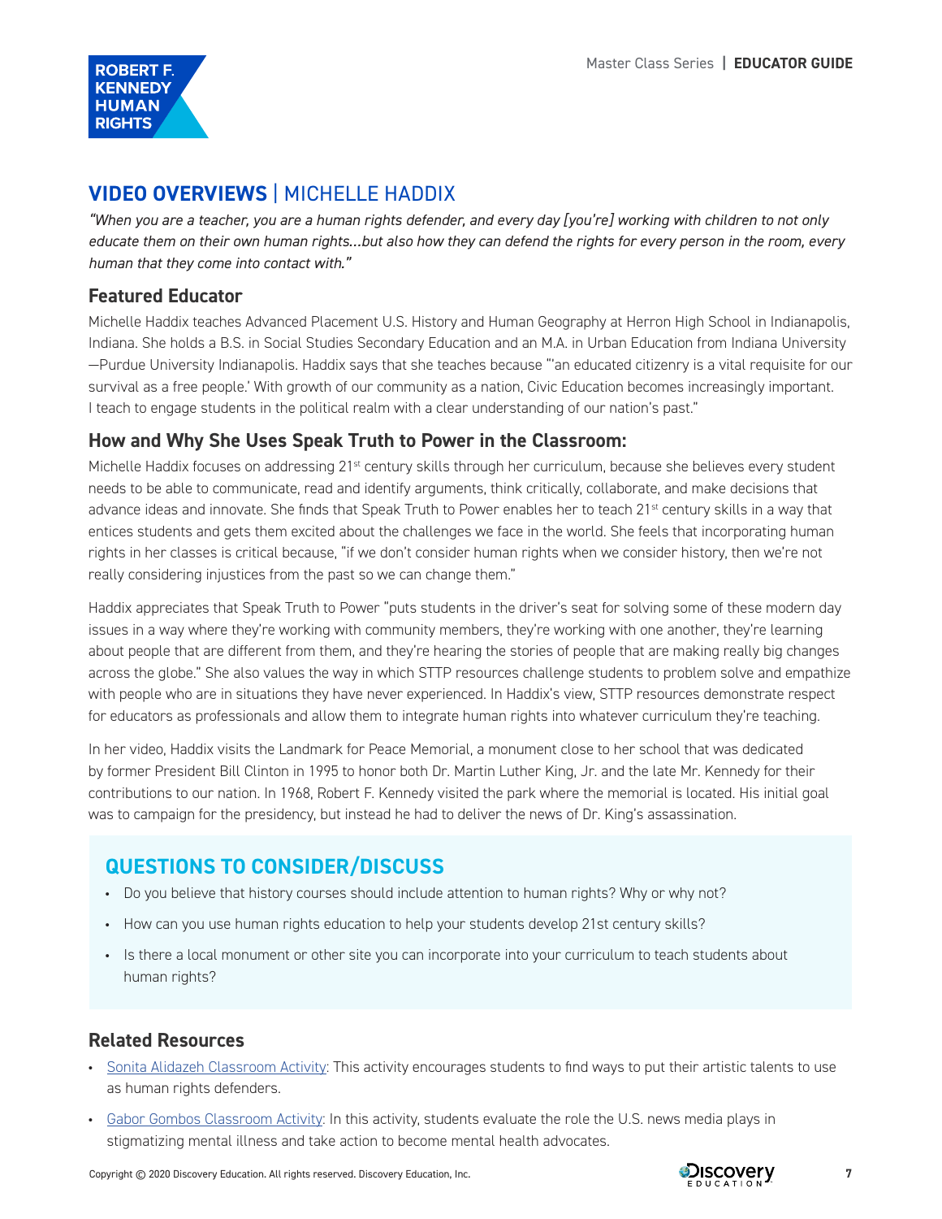## VIDEO OVERVIEWS | MICHELLE HADDIX

*"When you are a teacher, you are a human rights defender, and every day [you're] working with children to not only educate them on their own human rights…but also how they can defend the rights for every person in the room, every human that they come into contact with."*

### Featured Educator

Michelle Haddix teaches Advanced Placement U.S. History and Human Geography at Herron High School in Indianapolis, Indiana. She holds a B.S. in Social Studies Secondary Education and an M.A. in Urban Education from Indiana University—Purdue University Indianapolis. Haddix says that she teaches because "'an educated citizenry is a vital requisite for our survival as a free people.' With growth of our community as a nation, Civic Education becomes increasingly important. I teach to engage students in the political realm with a clear understanding of our nation's past."

### How and Why She Uses Speak Truth to Power in the Classroom:

Michelle Haddix focuses on addressing 21st century skills through her curriculum, because she believes every student needs to be able to communicate, read and identify arguments, think critically, collaborate, and make decisions that advance ideas and innovate. She finds that Speak Truth to Power enables her to teach 21st century skills in a way that entices students and gets them excited about the challenges we face in the world. She feels that incorporating human rights in her classes is critical because, "if we don't consider human rights when we consider history, then we're not really considering injustices from the past so we can change them."

Haddix appreciates that Speak Truth to Power "puts students in the driver's seat for solving some of these modern day issues in a way where they're working with community members, they're working with one another, they're learning about people that are different from them, and they're hearing the stories of people that are making really big changes across the globe." She also values the way in which STTP resources challenge students to problem solve and empathize with people who are in situations they have never experienced. In Haddix's view, STTP resources demonstrate respect for educators as professionals and allow them to integrate human rights into whatever curriculum they're teaching.

In her video, Haddix visits the Landmark for Peace Memorial, a monument close to her school that was dedicated by former President Bill Clinton in 1995 to honor both Dr. Martin Luther King, Jr. and the late Mr. Kennedy for their contributions to our nation. In 1968, Robert F. Kennedy visited the park where the memorial is located. His initial goal was to campaign for the presidency, but instead he had to deliver the news of Dr. King's assassination.

## QUESTIONS TO CONSIDER/DISCUSS

- Do you believe that history courses should include attention to human rights? Why or why not?
- How can you use human rights education to help your students develop 21st century skills?
- Is there a local monument or other site you can incorporate into your curriculum to teach students about human rights?

### Related Resources

- Sonita Alidazeh Classroom Activity: This activity encourages students to find ways to put their artistic talents to use as human rights defenders.
- Gabor Gombos Classroom Activity: In this activity, students evaluate the role the U.S. news media plays in stigmatizing mental illness and take action to become mental health advocates.

Copyright © 2020 Discovery Education. All rights reserved. Discovery Education, Inc.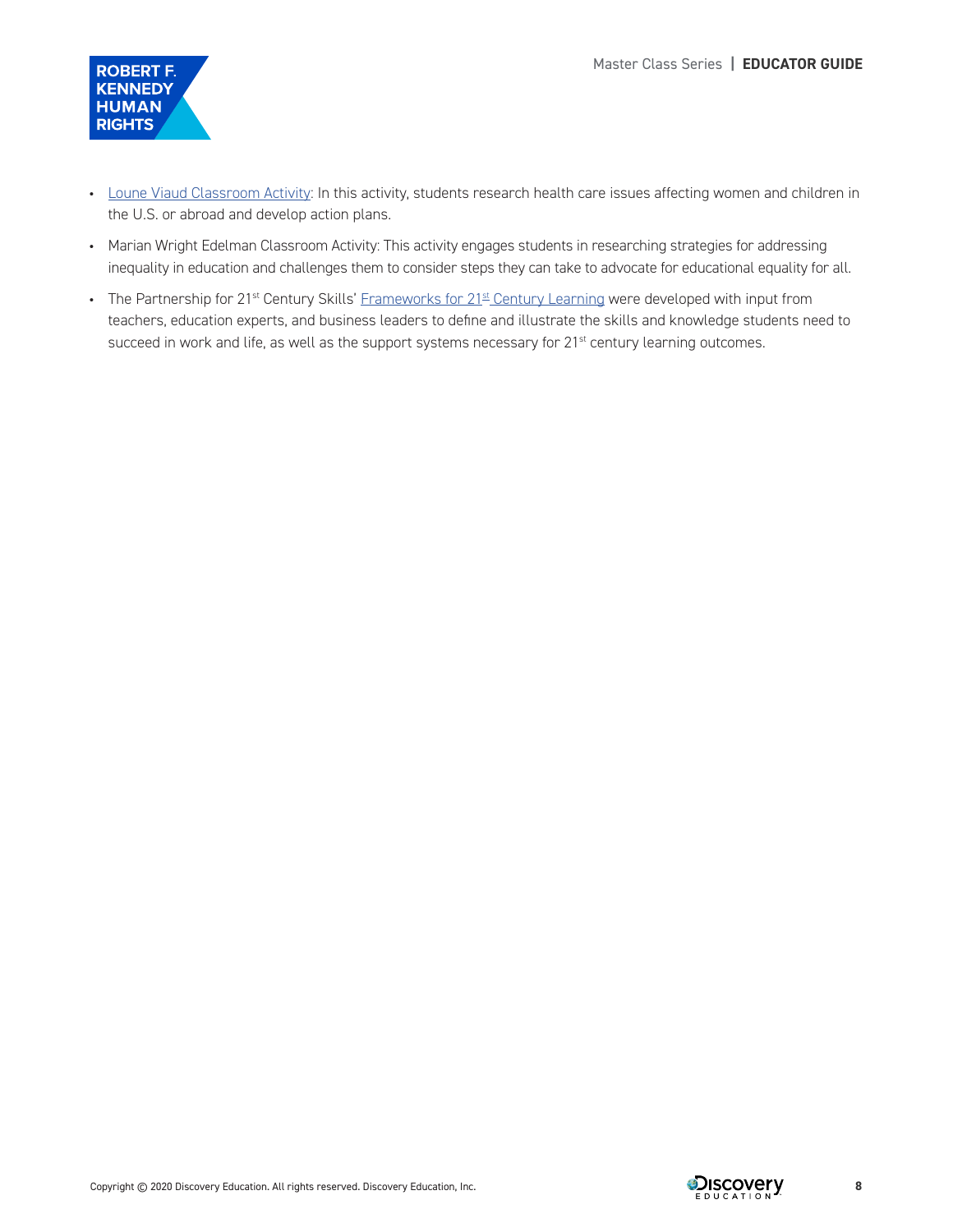- Loune Viaud Classroom Activity: In this activity, students research health care issues affecting women and children in the U.S. or abroad and develop action plans.
- Marian Wright Edelman Classroom Activity: This activity engages students in researching strategies for addressing inequality in education and challenges them to consider steps they can take to advocate for educational equality for all.
- The Partnership for 21st Century Skills' Frameworks for 21st Century Learning were developed with input from teachers, education experts, and business leaders to define and illustrate the skills and knowledge students need to succeed in work and life, as well as the support systems necessary for 21st century learning outcomes.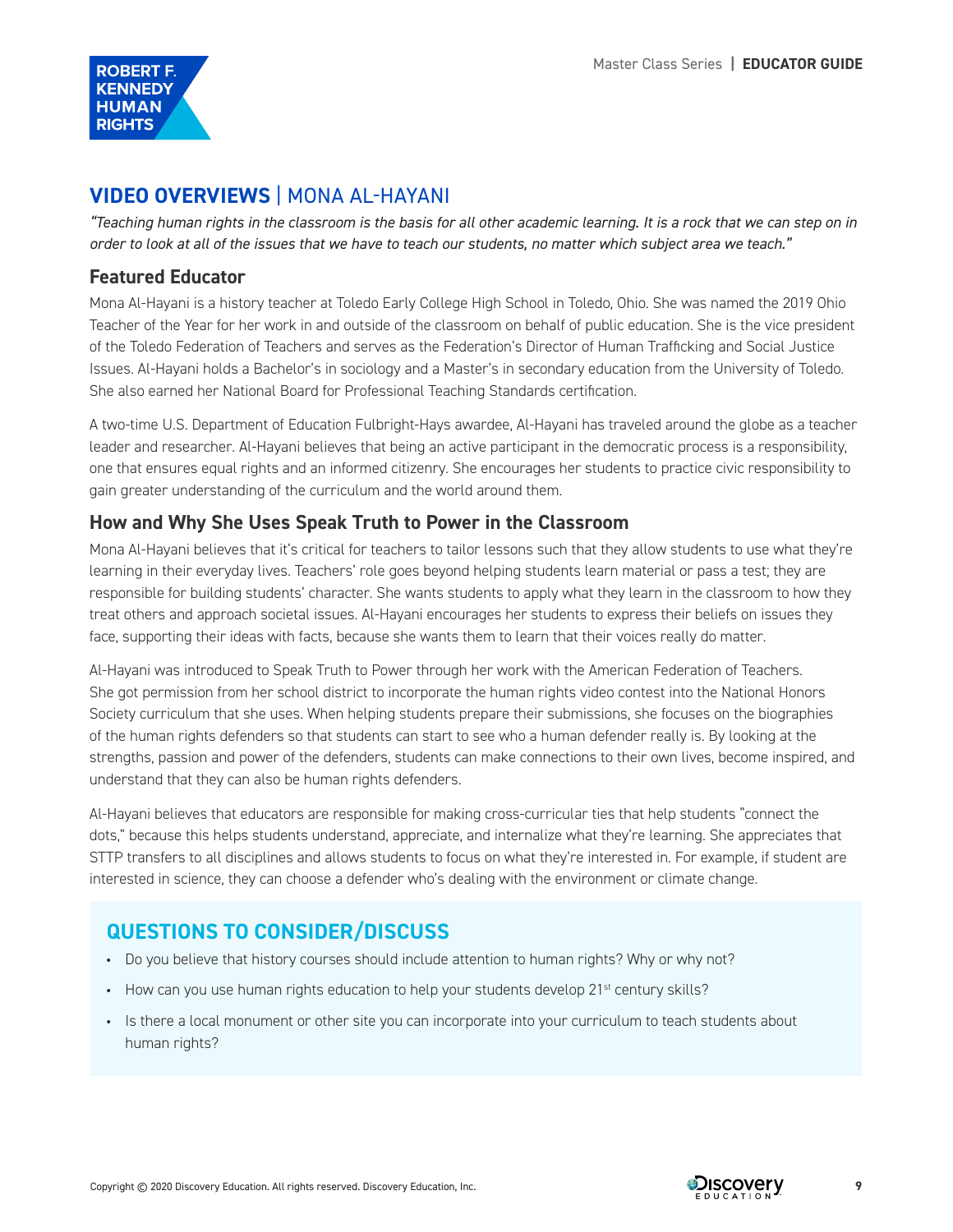## **VIDEO OVERVIEWS** | MONA AL-HAYANI

*"Teaching human rights in the classroom is the basis for all other academic learning. It is a rock that we can step on in order to look at all of the issues that we have to teach our students, no matter which subject area we teach."*

### Featured Educator

Mona Al-Hayani is a history teacher at Toledo Early College High School in Toledo, Ohio. She was named the 2019 Ohio Teacher of the Year for her work in and outside of the classroom on behalf of public education. She is the vice president of the Toledo Federation of Teachers and serves as the Federation's Director of Human Trafficking and Social Justice Issues. Al-Hayani holds a Bachelor's in sociology and a Master's in secondary education from the University of Toledo. She also earned her National Board for Professional Teaching Standards certification.

A two-time U.S. Department of Education Fulbright-Hays awardee, Al-Hayani has traveled around the globe as a teacher leader and researcher. Al-Hayani believes that being an active participant in the democratic process is a responsibility, one that ensures equal rights and an informed citizenry. She encourages her students to practice civic responsibility to gain greater understanding of the curriculum and the world around them.

### How and Why She Uses Speak Truth to Power in the Classroom

Mona Al-Hayani believes that it's critical for teachers to tailor lessons such that they allow students to use what they're learning in their everyday lives. Teachers' role goes beyond helping students learn material or pass a test; they are responsible for building students' character. She wants students to apply what they learn in the classroom to how they treat others and approach societal issues. Al-Hayani encourages her students to express their beliefs on issues they face, supporting their ideas with facts, because she wants them to learn that their voices really do matter.

Al-Hayani was introduced to Speak Truth to Power through her work with the American Federation of Teachers. She got permission from her school district to incorporate the human rights video contest into the National Honors Society curriculum that she uses. When helping students prepare their submissions, she focuses on the biographies of the human rights defenders so that students can start to see who a human defender really is. By looking at the strengths, passion and power of the defenders, students can make connections to their own lives, become inspired, and understand that they can also be human rights defenders.

Al-Hayani believes that educators are responsible for making cross-curricular ties that help students "connect the dots," because this helps students understand, appreciate, and internalize what they're learning. She appreciates that STTP transfers to all disciplines and allows students to focus on what they're interested in. For example, if student are interested in science, they can choose a defender who's dealing with the environment or climate change.

## QUESTIONS TO CONSIDER/DISCUSS

- Do you believe that history courses should include attention to human rights? Why or why not?
- How can you use human rights education to help your students develop 21st century skills?
- Is there a local monument or other site you can incorporate into your curriculum to teach students about human rights?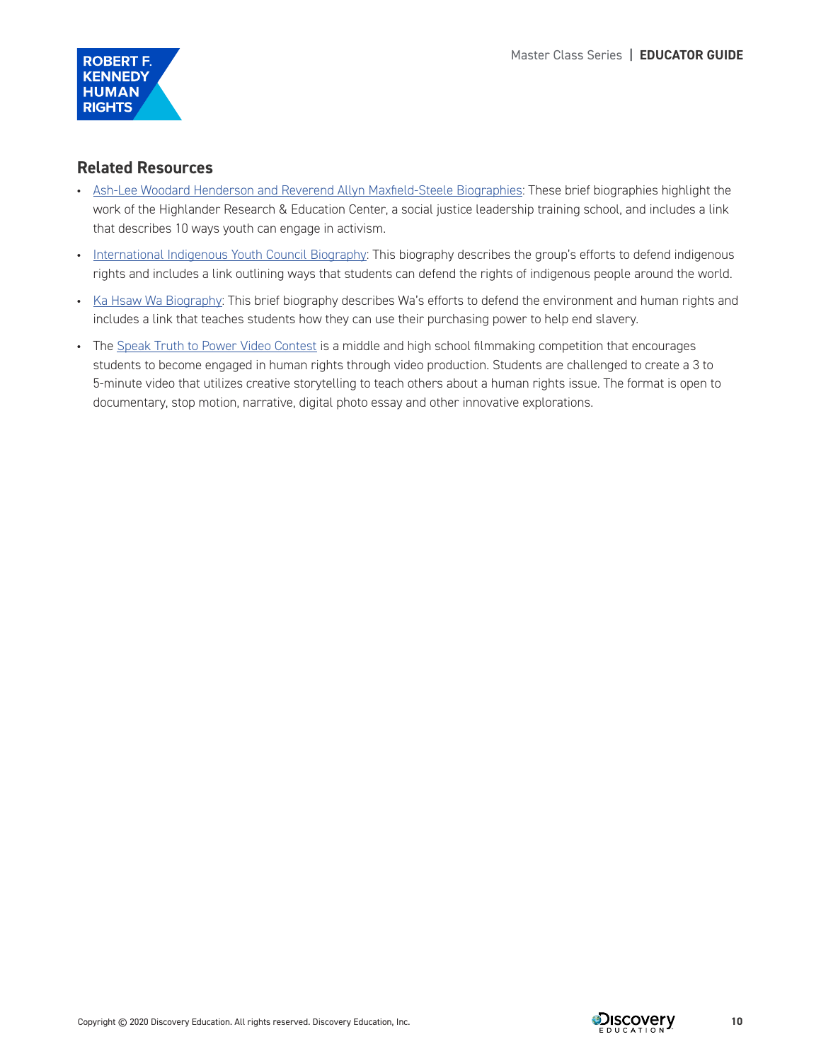## Related Resources

- Ash-Lee Woodard Henderson and Reverend Allyn Maxfield-Steele Biographies: These brief biographies highlight the work of the Highlander Research & Education Center, a social justice leadership training school, and includes a link that describes 10 ways youth can engage in activism.
- International Indigenous Youth Council Biography: This biography describes the group's efforts to defend indigenous rights and includes a link outlining ways that students can defend the rights of indigenous people around the world.
- Ka Hsaw Wa Biography: This brief biography describes Wa's efforts to defend the environment and human rights and includes a link that teaches students how they can use their purchasing power to help end slavery.
- The Speak Truth to Power Video Contest is a middle and high school filmmaking competition that encourages students to become engaged in human rights through video production. Students are challenged to create a 3 to 5-minute video that utilizes creative storytelling to teach others about a human rights issue. The format is open to documentary, stop motion, narrative, digital photo essay and other innovative explorations.